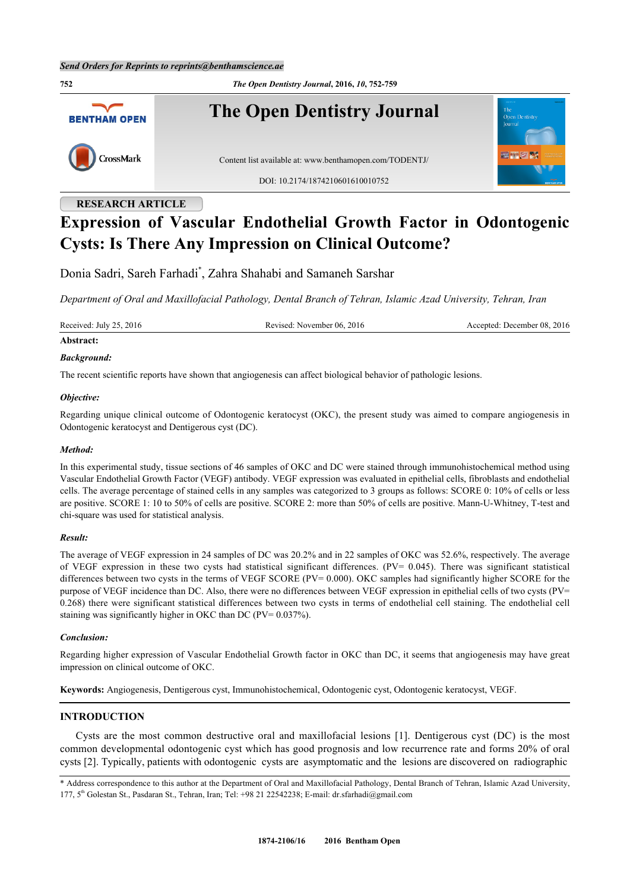Send Orders for Reprints to reprints@benthamscience.ae

The Open Dentistry Journal

Content list available at: www.benthamopen.com/TODENTJ/

DOI: 10.2174/1874210601610010752

RESEARCH ARTICLE

# Expression of Vascular Endothelial Growth Factor in Odontogenic Cysts: Is There Any Impression on Clinical Outcome?

Donia Sadri, Sareh Farhadi*, Zahra Shahabi and Samaneh Sarshar

*Department of Oral and Maxillofacial Pathology, Dental Branch of Tehran, Islamic Azad University, Tehran, Iran*

Received: July 25, 2016 | Revised: November 06, 2016 | Accepted: December 08, 2016

**Abstract:**

***Background:***

The recent scientific reports have shown that angiogenesis can affect biological behavior of pathologic lesions.

***Objective:***

Regarding unique clinical outcome of Odontogenic keratocyst (OKC), the present study was aimed to compare angiogenesis in Odontogenic keratocyst and Dentigerous cyst (DC).

***Method:***

In this experimental study, tissue sections of 46 samples of OKC and DC were stained through immunohistochemical method using Vascular Endothelial Growth Factor (VEGF) antibody. VEGF expression was evaluated in epithelial cells, fibroblasts and endothelial cells. The average percentage of stained cells in any samples was categorized to 3 groups as follows: SCORE 0: 10% of cells or less are positive. SCORE 1: 10 to 50% of cells are positive. SCORE 2: more than 50% of cells are positive. Mann-U-Whitney, T-test and chi-square was used for statistical analysis.

***Result:***

The average of VEGF expression in 24 samples of DC was 20.2% and in 22 samples of OKC was 52.6%, respectively. The average of VEGF expression in these two cysts had statistical significant differences. (PV= 0.045). There was significant statistical differences between two cysts in the terms of VEGF SCORE (PV= 0.000). OKC samples had significantly higher SCORE for the purpose of VEGF incidence than DC. Also, there were no differences between VEGF expression in epithelial cells of two cysts (PV= 0.268) there were significant statistical differences between two cysts in terms of endothelial cell staining. The endothelial cell staining was significantly higher in OKC than DC (PV= 0.037%).

***Conclusion:***

Regarding higher expression of Vascular Endothelial Growth factor in OKC than DC, it seems that angiogenesis may have great impression on clinical outcome of OKC.

**Keywords:** Angiogenesis, Dentigerous cyst, Immunohistochemical, Odontogenic cyst, Odontogenic keratocyst, VEGF.

## INTRODUCTION

Cysts are the most common destructive oral and maxillofacial lesions [1]. Dentigerous cyst (DC) is the most common developmental odontogenic cyst which has good prognosis and low recurrence rate and forms 20% of oral cysts [2]. Typically, patients with odontogenic cysts are asymptomatic and the lesions are discovered on radiographic

* Address correspondence to this author at the Department of Oral and Maxillofacial Pathology, Dental Branch of Tehran, Islamic Azad University, 177, 5th Golestan St., Pasdaran St., Tehran, Iran; Tel: +98 21 22542238; E-mail: dr.sfarhadi@gmail.com

1874-2106/16 2016 Bentham Open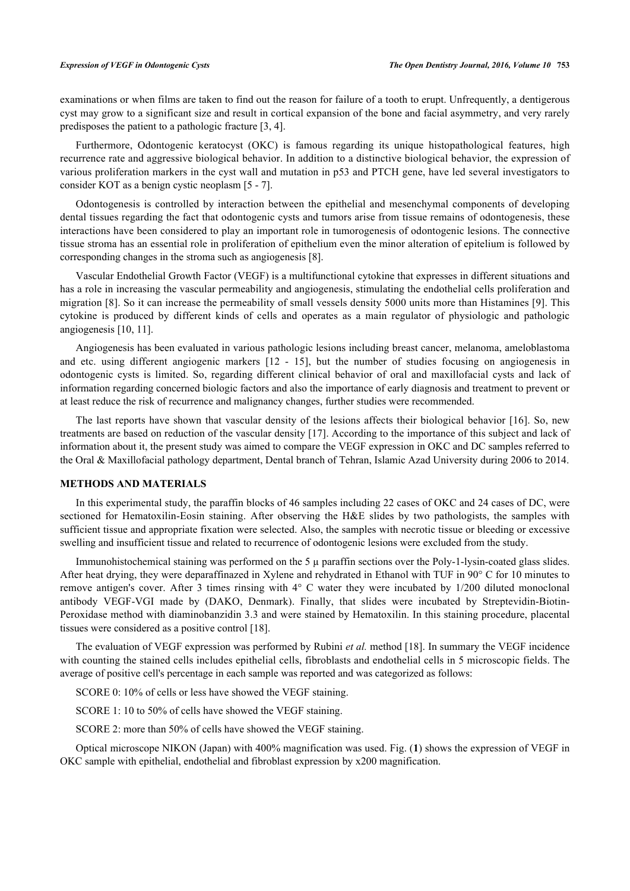examinations or when films are taken to find out the reason for failure of a tooth to erupt. Unfrequently, a dentigerous cyst may grow to a significant size and result in cortical expansion of the bone and facial asymmetry, and very rarely predisposes the patient to a pathologic fracture [3, 4].

Furthermore, Odontogenic keratocyst (OKC) is famous regarding its unique histopathological features, high recurrence rate and aggressive biological behavior. In addition to a distinctive biological behavior, the expression of various proliferation markers in the cyst wall and mutation in p53 and PTCH gene, have led several investigators to consider KOT as a benign cystic neoplasm [5 - 7].

Odontogenesis is controlled by interaction between the epithelial and mesenchymal components of developing dental tissues regarding the fact that odontogenic cysts and tumors arise from tissue remains of odontogenesis, these interactions have been considered to play an important role in tumorogenesis of odontogenic lesions. The connective tissue stroma has an essential role in proliferation of epithelium even the minor alteration of epitelium is followed by corresponding changes in the stroma such as angiogenesis [8].

Vascular Endothelial Growth Factor (VEGF) is a multifunctional cytokine that expresses in different situations and has a role in increasing the vascular permeability and angiogenesis, stimulating the endothelial cells proliferation and migration [8]. So it can increase the permeability of small vessels density 5000 units more than Histamines [9]. This cytokine is produced by different kinds of cells and operates as a main regulator of physiologic and pathologic angiogenesis [10, 11].

Angiogenesis has been evaluated in various pathologic lesions including breast cancer, melanoma, ameloblastoma and etc. using different angiogenic markers [12 - 15], but the number of studies focusing on angiogenesis in odontogenic cysts is limited. So, regarding different clinical behavior of oral and maxillofacial cysts and lack of information regarding concerned biologic factors and also the importance of early diagnosis and treatment to prevent or at least reduce the risk of recurrence and malignancy changes, further studies were recommended.

The last reports have shown that vascular density of the lesions affects their biological behavior [16]. So, new treatments are based on reduction of the vascular density [17]. According to the importance of this subject and lack of information about it, the present study was aimed to compare the VEGF expression in OKC and DC samples referred to the Oral & Maxillofacial pathology department, Dental branch of Tehran, Islamic Azad University during 2006 to 2014.

## METHODS AND MATERIALS

In this experimental study, the paraffin blocks of 46 samples including 22 cases of OKC and 24 cases of DC, were sectioned for Hematoxilin-Eosin staining. After observing the H&E slides by two pathologists, the samples with sufficient tissue and appropriate fixation were selected. Also, the samples with necrotic tissue or bleeding or excessive swelling and insufficient tissue and related to recurrence of odontogenic lesions were excluded from the study.

Immunohistochemical staining was performed on the 5 μ paraffin sections over the Poly-1-lysin-coated glass slides. After heat drying, they were deparaffinazed in Xylene and rehydrated in Ethanol with TUF in 90° C for 10 minutes to remove antigen's cover. After 3 times rinsing with 4° C water they were incubated by 1/200 diluted monoclonal antibody VEGF-VGI made by (DAKO, Denmark). Finally, that slides were incubated by Streptevidin-Biotin-Peroxidase method with diaminobanzidin 3.3 and were stained by Hematoxilin. In this staining procedure, placental tissues were considered as a positive control [18].

The evaluation of VEGF expression was performed by Rubini *et al.* method [18]. In summary the VEGF incidence with counting the stained cells includes epithelial cells, fibroblasts and endothelial cells in 5 microscopic fields. The average of positive cell's percentage in each sample was reported and was categorized as follows:

SCORE 0: 10% of cells or less have showed the VEGF staining.

SCORE 1: 10 to 50% of cells have showed the VEGF staining.

SCORE 2: more than 50% of cells have showed the VEGF staining.

Optical microscope NIKON (Japan) with 400% magnification was used. Fig. (**1**) shows the expression of VEGF in OKC sample with epithelial, endothelial and fibroblast expression by x200 magnification.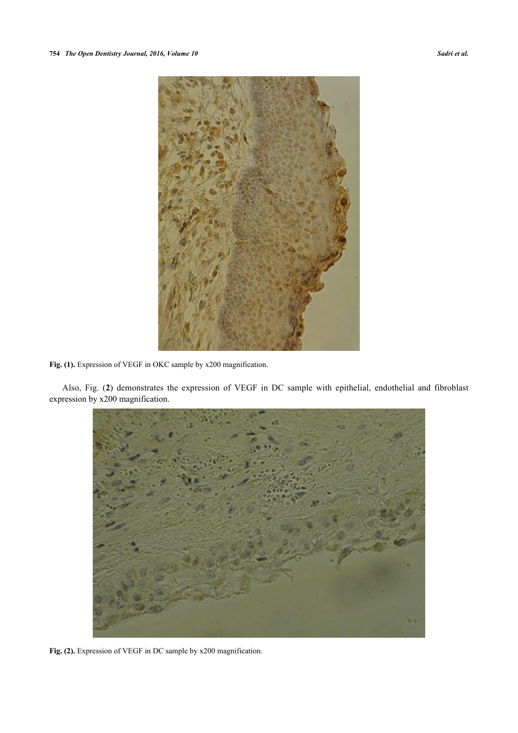Fig. (1). Expression of VEGF in OKC sample by x200 magnification.

Also, Fig. (2) demonstrates the expression of VEGF in DC sample with epithelial, endothelial and fibroblast expression by x200 magnification.

Fig. (2). Expression of VEGF in DC sample by x200 magnification.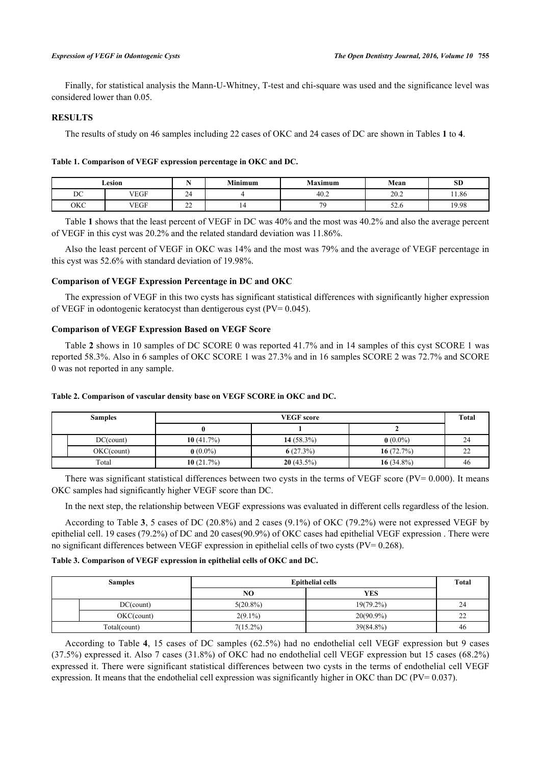Finally, for statistical analysis the Mann-U-Whitney, T-test and chi-square was used and the significance level was considered lower than 0.05.

## RESULTS

The results of study on 46 samples including 22 cases of OKC and 24 cases of DC are shown in Tables **1** to **4**.

**Table 1. Comparison of VEGF expression percentage in OKC and DC.**

| Lesion | | N | Minimum | Maximum | Mean | SD |
|---|---|---|---|---|---|---|
| DC | VEGF | 24 | 4 | 40.2 | 20.2 | 11.86 |
| OKC | VEGF | 22 | 14 | 79 | 52.6 | 19.98 |

Table **1** shows that the least percent of VEGF in DC was 40% and the most was 40.2% and also the average percent of VEGF in this cyst was 20.2% and the related standard deviation was 11.86%.

Also the least percent of VEGF in OKC was 14% and the most was 79% and the average of VEGF percentage in this cyst was 52.6% with standard deviation of 19.98%.

### Comparison of VEGF Expression Percentage in DC and OKC

The expression of VEGF in this two cysts has significant statistical differences with significantly higher expression of VEGF in odontogenic keratocyst than dentigerous cyst (PV= 0.045).

### Comparison of VEGF Expression Based on VEGF Score

Table **2** shows in 10 samples of DC SCORE 0 was reported 41.7% and in 14 samples of this cyst SCORE 1 was reported 58.3%. Also in 6 samples of OKC SCORE 1 was 27.3% and in 16 samples SCORE 2 was 72.7% and SCORE 0 was not reported in any sample.

**Table 2. Comparison of vascular density base on VEGF SCORE in OKC and DC.**

| Samples | | VEGF score | | | Total |
|---|---|---|---|---|---|
| | | 0 | 1 | 2 | |
| | DC(count) | **10** (41.7%) | **14** (58.3%) | **0** (0.0%) | 24 |
| | OKC(count) | **0** (0.0%) | **6** (27.3%) | **16** (72.7%) | 22 |
| Total | | **10** (21.7%) | **20** (43.5%) | **16** (34.8%) | 46 |

There was significant statistical differences between two cysts in the terms of VEGF score (PV= 0.000). It means OKC samples had significantly higher VEGF score than DC.

In the next step, the relationship between VEGF expressions was evaluated in different cells regardless of the lesion.

According to Table **3**, 5 cases of DC (20.8%) and 2 cases (9.1%) of OKC (79.2%) were not expressed VEGF by epithelial cell. 19 cases (79.2%) of DC and 20 cases(90.9%) of OKC cases had epithelial VEGF expression . There were no significant differences between VEGF expression in epithelial cells of two cysts (PV= 0.268).

**Table 3. Comparison of VEGF expression in epithelial cells of OKC and DC.**

| Samples | | Epithelial cells | | Total |
|---|---|---|---|---|
| | | NO | YES | |
| | DC(count) | 5(20.8%) | 19(79.2%) | 24 |
| | OKC(count) | 2(9.1%) | 20(90.9%) | 22 |
| Total(count) | | 7(15.2%) | 39(84.8%) | 46 |

According to Table **4**, 15 cases of DC samples (62.5%) had no endothelial cell VEGF expression but 9 cases (37.5%) expressed it. Also 7 cases (31.8%) of OKC had no endothelial cell VEGF expression but 15 cases (68.2%) expressed it. There were significant statistical differences between two cysts in the terms of endothelial cell VEGF expression. It means that the endothelial cell expression was significantly higher in OKC than DC (PV= 0.037).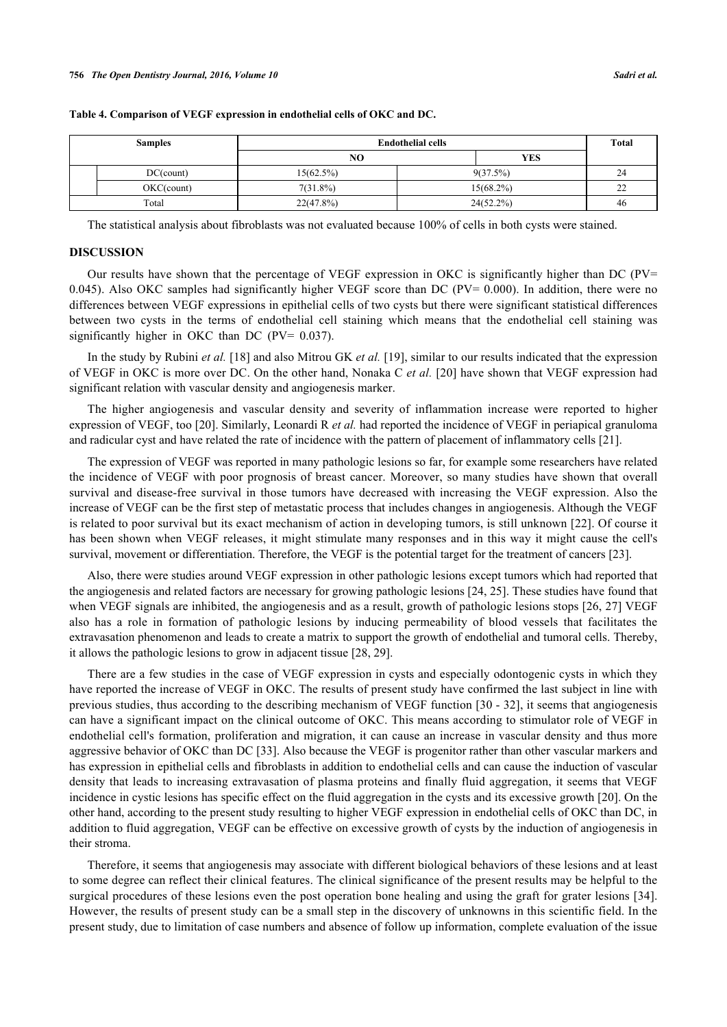**Table 4. Comparison of VEGF expression in endothelial cells of OKC and DC.**

| Samples | | Endothelial cells | | Total |
|---|---|---|---|---|
| | | NO | YES | |
| | DC(count) | 15(62.5%) | 9(37.5%) | 24 |
| | OKC(count) | 7(31.8%) | 15(68.2%) | 22 |
| Total | | 22(47.8%) | 24(52.2%) | 46 |

The statistical analysis about fibroblasts was not evaluated because 100% of cells in both cysts were stained.

## DISCUSSION

Our results have shown that the percentage of VEGF expression in OKC is significantly higher than DC (PV= 0.045). Also OKC samples had significantly higher VEGF score than DC (PV= 0.000). In addition, there were no differences between VEGF expressions in epithelial cells of two cysts but there were significant statistical differences between two cysts in the terms of endothelial cell staining which means that the endothelial cell staining was significantly higher in OKC than DC (PV= 0.037).

In the study by Rubini *et al.* [18] and also Mitrou GK *et al.* [19], similar to our results indicated that the expression of VEGF in OKC is more over DC. On the other hand, Nonaka C *et al.* [20] have shown that VEGF expression had significant relation with vascular density and angiogenesis marker.

The higher angiogenesis and vascular density and severity of inflammation increase were reported to higher expression of VEGF, too [20]. Similarly, Leonardi R *et al.* had reported the incidence of VEGF in periapical granuloma and radicular cyst and have related the rate of incidence with the pattern of placement of inflammatory cells [21].

The expression of VEGF was reported in many pathologic lesions so far, for example some researchers have related the incidence of VEGF with poor prognosis of breast cancer. Moreover, so many studies have shown that overall survival and disease-free survival in those tumors have decreased with increasing the VEGF expression. Also the increase of VEGF can be the first step of metastatic process that includes changes in angiogenesis. Although the VEGF is related to poor survival but its exact mechanism of action in developing tumors, is still unknown [22]. Of course it has been shown when VEGF releases, it might stimulate many responses and in this way it might cause the cell's survival, movement or differentiation. Therefore, the VEGF is the potential target for the treatment of cancers [23].

Also, there were studies around VEGF expression in other pathologic lesions except tumors which had reported that the angiogenesis and related factors are necessary for growing pathologic lesions [24, 25]. These studies have found that when VEGF signals are inhibited, the angiogenesis and as a result, growth of pathologic lesions stops [26, 27] VEGF also has a role in formation of pathologic lesions by inducing permeability of blood vessels that facilitates the extravasation phenomenon and leads to create a matrix to support the growth of endothelial and tumoral cells. Thereby, it allows the pathologic lesions to grow in adjacent tissue [28, 29].

There are a few studies in the case of VEGF expression in cysts and especially odontogenic cysts in which they have reported the increase of VEGF in OKC. The results of present study have confirmed the last subject in line with previous studies, thus according to the describing mechanism of VEGF function [30 - 32], it seems that angiogenesis can have a significant impact on the clinical outcome of OKC. This means according to stimulator role of VEGF in endothelial cell's formation, proliferation and migration, it can cause an increase in vascular density and thus more aggressive behavior of OKC than DC [33]. Also because the VEGF is progenitor rather than other vascular markers and has expression in epithelial cells and fibroblasts in addition to endothelial cells and can cause the induction of vascular density that leads to increasing extravasation of plasma proteins and finally fluid aggregation, it seems that VEGF incidence in cystic lesions has specific effect on the fluid aggregation in the cysts and its excessive growth [20]. On the other hand, according to the present study resulting to higher VEGF expression in endothelial cells of OKC than DC, in addition to fluid aggregation, VEGF can be effective on excessive growth of cysts by the induction of angiogenesis in their stroma.

Therefore, it seems that angiogenesis may associate with different biological behaviors of these lesions and at least to some degree can reflect their clinical features. The clinical significance of the present results may be helpful to the surgical procedures of these lesions even the post operation bone healing and using the graft for grater lesions [34]. However, the results of present study can be a small step in the discovery of unknowns in this scientific field. In the present study, due to limitation of case numbers and absence of follow up information, complete evaluation of the issue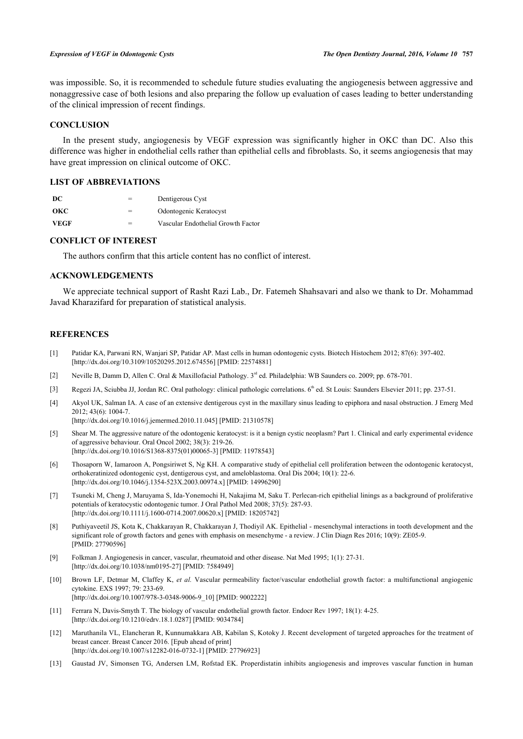was impossible. So, it is recommended to schedule future studies evaluating the angiogenesis between aggressive and nonaggressive case of both lesions and also preparing the follow up evaluation of cases leading to better understanding of the clinical impression of recent findings.

## CONCLUSION

In the present study, angiogenesis by VEGF expression was significantly higher in OKC than DC. Also this difference was higher in endothelial cells rather than epithelial cells and fibroblasts. So, it seems angiogenesis that may have great impression on clinical outcome of OKC.

## LIST OF ABBREVIATIONS

| | | |
|---|---|---|
| **DC** | = | Dentigerous Cyst |
| **OKC** | = | Odontogenic Keratocyst |
| **VEGF** | = | Vascular Endothelial Growth Factor |

## CONFLICT OF INTEREST

The authors confirm that this article content has no conflict of interest.

## ACKNOWLEDGEMENTS

We appreciate technical support of Rasht Razi Lab., Dr. Fatemeh Shahsavari and also we thank to Dr. Mohammad Javad Kharazifard for preparation of statistical analysis.

## REFERENCES

[1] Patidar KA, Parwani RN, Wanjari SP, Patidar AP. Mast cells in human odontogenic cysts. Biotech Histochem 2012; 87(6): 397-402. [http://dx.doi.org/10.3109/10520295.2012.674556] [PMID: 22574881]

[2] Neville B, Damm D, Allen C. Oral & Maxillofacial Pathology. 3rd ed. Philadelphia: WB Saunders co. 2009; pp. 678-701.

[3] Regezi JA, Sciubba JJ, Jordan RC. Oral pathology: clinical pathologic correlations. 6th ed. St Louis: Saunders Elsevier 2011; pp. 237-51.

[4] Akyol UK, Salman IA. A case of an extensive dentigerous cyst in the maxillary sinus leading to epiphora and nasal obstruction. J Emerg Med 2012; 43(6): 1004-7. [http://dx.doi.org/10.1016/j.jemermed.2010.11.045] [PMID: 21310578]

[5] Shear M. The aggressive nature of the odontogenic keratocyst: is it a benign cystic neoplasm? Part 1. Clinical and early experimental evidence of aggressive behaviour. Oral Oncol 2002; 38(3): 219-26. [http://dx.doi.org/10.1016/S1368-8375(01)00065-3] [PMID: 11978543]

[6] Thosaporn W, Iamaroon A, Pongsiriwet S, Ng KH. A comparative study of epithelial cell proliferation between the odontogenic keratocyst, orthokeratinized odontogenic cyst, dentigerous cyst, and ameloblastoma. Oral Dis 2004; 10(1): 22-6. [http://dx.doi.org/10.1046/j.1354-523X.2003.00974.x] [PMID: 14996290]

[7] Tsuneki M, Cheng J, Maruyama S, Ida-Yonemochi H, Nakajima M, Saku T. Perlecan-rich epithelial linings as a background of proliferative potentials of keratocystic odontogenic tumor. J Oral Pathol Med 2008; 37(5): 287-93. [http://dx.doi.org/10.1111/j.1600-0714.2007.00620.x] [PMID: 18205742]

[8] Puthiyaveetil JS, Kota K, Chakkarayan R, Chakkarayan J, Thodiyil AK. Epithelial - mesenchymal interactions in tooth development and the significant role of growth factors and genes with emphasis on mesenchyme - a review. J Clin Diagn Res 2016; 10(9): ZE05-9. [PMID: 27790596]

[9] Folkman J. Angiogenesis in cancer, vascular, rheumatoid and other disease. Nat Med 1995; 1(1): 27-31. [http://dx.doi.org/10.1038/nm0195-27] [PMID: 7584949]

[10] Brown LF, Detmar M, Claffey K, *et al.* Vascular permeability factor/vascular endothelial growth factor: a multifunctional angiogenic cytokine. EXS 1997; 79: 233-69. [http://dx.doi.org/10.1007/978-3-0348-9006-9_10] [PMID: 9002222]

[11] Ferrara N, Davis-Smyth T. The biology of vascular endothelial growth factor. Endocr Rev 1997; 18(1): 4-25. [http://dx.doi.org/10.1210/edrv.18.1.0287] [PMID: 9034784]

[12] Maruthanila VL, Elancheran R, Kunnumakkara AB, Kabilan S, Kotoky J. Recent development of targeted approaches for the treatment of breast cancer. Breast Cancer 2016. [Epub ahead of print] [http://dx.doi.org/10.1007/s12282-016-0732-1] [PMID: 27796923]

[13] Gaustad JV, Simonsen TG, Andersen LM, Rofstad EK. Properdistatin inhibits angiogenesis and improves vascular function in human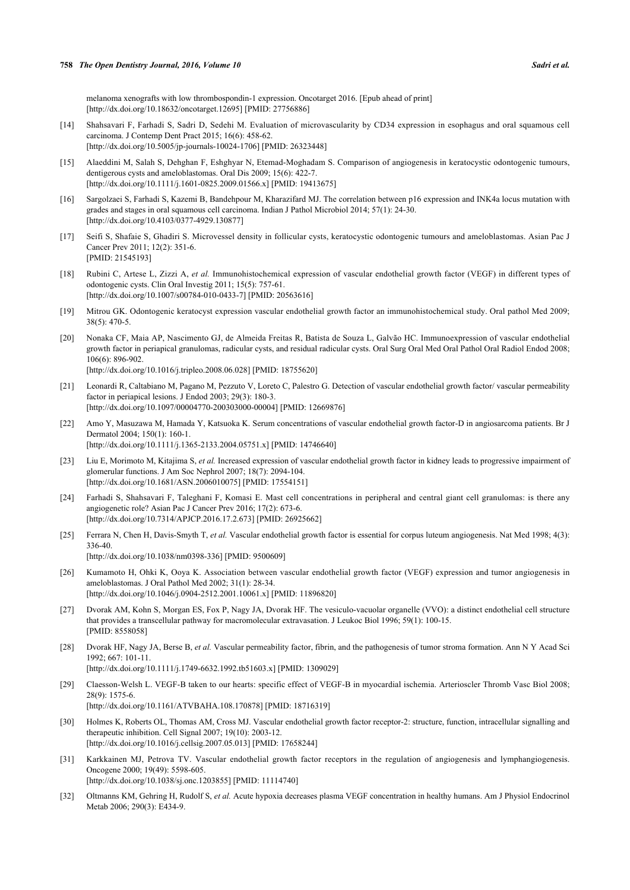melanoma xenografts with low thrombospondin-1 expression. Oncotarget 2016. [Epub ahead of print] [http://dx.doi.org/10.18632/oncotarget.12695] [PMID: 27756886]

[14] Shahsavari F, Farhadi S, Sadri D, Sedehi M. Evaluation of microvascularity by CD34 expression in esophagus and oral squamous cell carcinoma. J Contemp Dent Pract 2015; 16(6): 458-62.
[http://dx.doi.org/10.5005/jp-journals-10024-1706] [PMID: 26323448]

[15] Alaeddini M, Salah S, Dehghan F, Eshghyar N, Etemad-Moghadam S. Comparison of angiogenesis in keratocystic odontogenic tumours, dentigerous cysts and ameloblastomas. Oral Dis 2009; 15(6): 422-7.
[http://dx.doi.org/10.1111/j.1601-0825.2009.01566.x] [PMID: 19413675]

[16] Sargolzaei S, Farhadi S, Kazemi B, Bandehpour M, Kharazifard MJ. The correlation between p16 expression and INK4a locus mutation with grades and stages in oral squamous cell carcinoma. Indian J Pathol Microbiol 2014; 57(1): 24-30.
[http://dx.doi.org/10.4103/0377-4929.130877]

[17] Seifi S, Shafaie S, Ghadiri S. Microvessel density in follicular cysts, keratocystic odontogenic tumours and ameloblastomas. Asian Pac J Cancer Prev 2011; 12(2): 351-6.
[PMID: 21545193]

[18] Rubini C, Artese L, Zizzi A, *et al.* Immunohistochemical expression of vascular endothelial growth factor (VEGF) in different types of odontogenic cysts. Clin Oral Investig 2011; 15(5): 757-61.
[http://dx.doi.org/10.1007/s00784-010-0433-7] [PMID: 20563616]

[19] Mitrou GK. Odontogenic keratocyst expression vascular endothelial growth factor an immunohistochemical study. Oral pathol Med 2009; 38(5): 470-5.

[20] Nonaka CF, Maia AP, Nascimento GJ, de Almeida Freitas R, Batista de Souza L, Galvão HC. Immunoexpression of vascular endothelial growth factor in periapical granulomas, radicular cysts, and residual radicular cysts. Oral Surg Oral Med Oral Pathol Oral Radiol Endod 2008; 106(6): 896-902.
[http://dx.doi.org/10.1016/j.tripleo.2008.06.028] [PMID: 18755620]

[21] Leonardi R, Caltabiano M, Pagano M, Pezzuto V, Loreto C, Palestro G. Detection of vascular endothelial growth factor/ vascular permeability factor in periapical lesions. J Endod 2003; 29(3): 180-3.
[http://dx.doi.org/10.1097/00004770-200303000-00004] [PMID: 12669876]

[22] Amo Y, Masuzawa M, Hamada Y, Katsuoka K. Serum concentrations of vascular endothelial growth factor-D in angiosarcoma patients. Br J Dermatol 2004; 150(1): 160-1.
[http://dx.doi.org/10.1111/j.1365-2133.2004.05751.x] [PMID: 14746640]

[23] Liu E, Morimoto M, Kitajima S, *et al.* Increased expression of vascular endothelial growth factor in kidney leads to progressive impairment of glomerular functions. J Am Soc Nephrol 2007; 18(7): 2094-104.
[http://dx.doi.org/10.1681/ASN.2006010075] [PMID: 17554151]

[24] Farhadi S, Shahsavari F, Taleghani F, Komasi E. Mast cell concentrations in peripheral and central giant cell granulomas: is there any angiogenetic role? Asian Pac J Cancer Prev 2016; 17(2): 673-6.
[http://dx.doi.org/10.7314/APJCP.2016.17.2.673] [PMID: 26925662]

[25] Ferrara N, Chen H, Davis-Smyth T, *et al.* Vascular endothelial growth factor is essential for corpus luteum angiogenesis. Nat Med 1998; 4(3): 336-40.
[http://dx.doi.org/10.1038/nm0398-336] [PMID: 9500609]

[26] Kumamoto H, Ohki K, Ooya K. Association between vascular endothelial growth factor (VEGF) expression and tumor angiogenesis in ameloblastomas. J Oral Pathol Med 2002; 31(1): 28-34.
[http://dx.doi.org/10.1046/j.0904-2512.2001.10061.x] [PMID: 11896820]

[27] Dvorak AM, Kohn S, Morgan ES, Fox P, Nagy JA, Dvorak HF. The vesiculo-vacuolar organelle (VVO): a distinct endothelial cell structure that provides a transcellular pathway for macromolecular extravasation. J Leukoc Biol 1996; 59(1): 100-15.
[PMID: 8558058]

[28] Dvorak HF, Nagy JA, Berse B, *et al.* Vascular permeability factor, fibrin, and the pathogenesis of tumor stroma formation. Ann N Y Acad Sci 1992; 667: 101-11.
[http://dx.doi.org/10.1111/j.1749-6632.1992.tb51603.x] [PMID: 1309029]

[29] Claesson-Welsh L. VEGF-B taken to our hearts: specific effect of VEGF-B in myocardial ischemia. Arterioscler Thromb Vasc Biol 2008; 28(9): 1575-6.
[http://dx.doi.org/10.1161/ATVBAHA.108.170878] [PMID: 18716319]

[30] Holmes K, Roberts OL, Thomas AM, Cross MJ. Vascular endothelial growth factor receptor-2: structure, function, intracellular signalling and therapeutic inhibition. Cell Signal 2007; 19(10): 2003-12.
[http://dx.doi.org/10.1016/j.cellsig.2007.05.013] [PMID: 17658244]

[31] Karkkainen MJ, Petrova TV. Vascular endothelial growth factor receptors in the regulation of angiogenesis and lymphangiogenesis. Oncogene 2000; 19(49): 5598-605.
[http://dx.doi.org/10.1038/sj.onc.1203855] [PMID: 11114740]

[32] Oltmanns KM, Gehring H, Rudolf S, *et al.* Acute hypoxia decreases plasma VEGF concentration in healthy humans. Am J Physiol Endocrinol Metab 2006; 290(3): E434-9.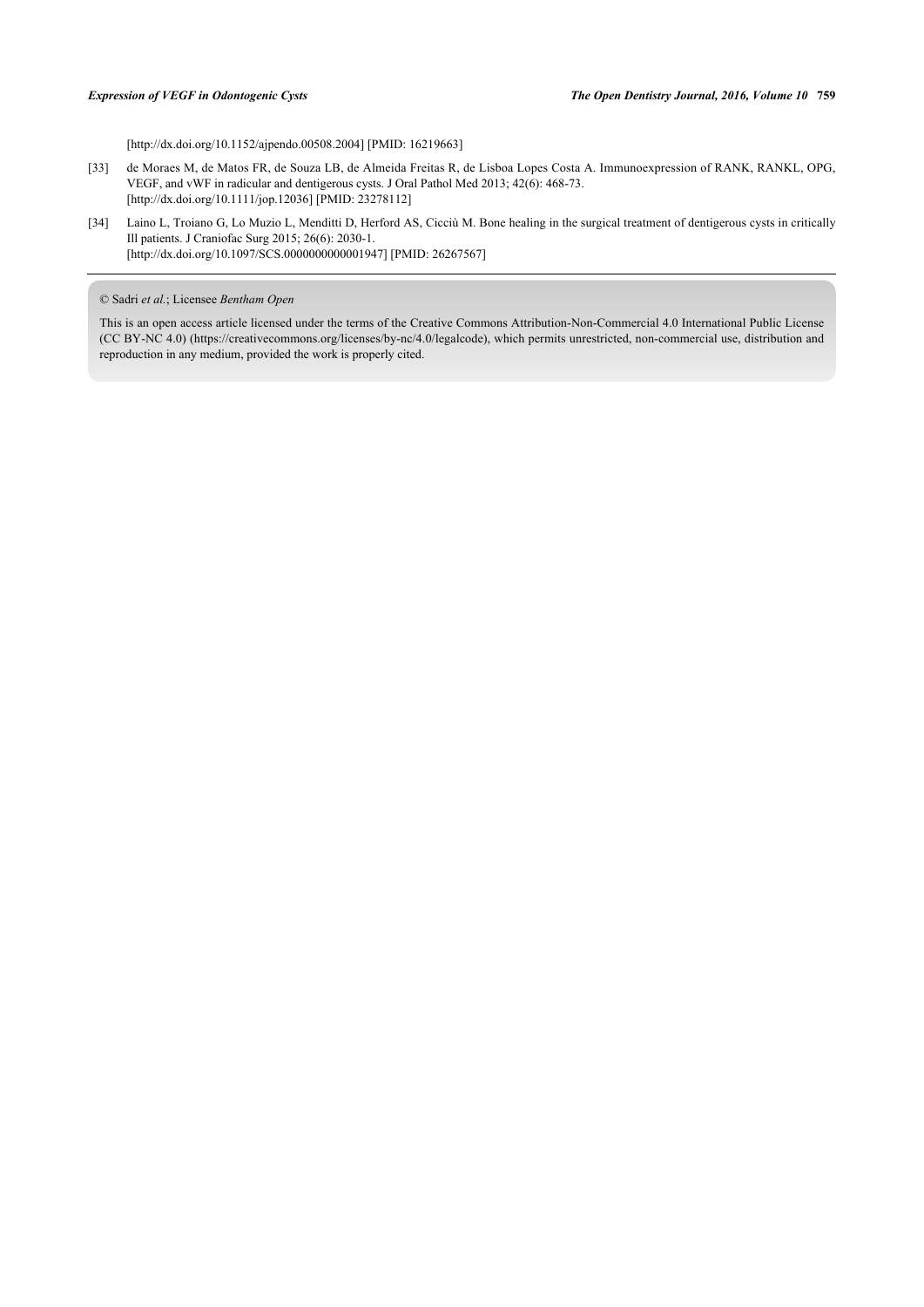[http://dx.doi.org/10.1152/ajpendo.00508.2004] [PMID: 16219663]

[33] de Moraes M, de Matos FR, de Souza LB, de Almeida Freitas R, de Lisboa Lopes Costa A. Immunoexpression of RANK, RANKL, OPG, VEGF, and vWF in radicular and dentigerous cysts. J Oral Pathol Med 2013; 42(6): 468-73. [http://dx.doi.org/10.1111/jop.12036] [PMID: 23278112]

[34] Laino L, Troiano G, Lo Muzio L, Menditti D, Herford AS, Cicciù M. Bone healing in the surgical treatment of dentigerous cysts in critically Ill patients. J Craniofac Surg 2015; 26(6): 2030-1. [http://dx.doi.org/10.1097/SCS.0000000000001947] [PMID: 26267567]

---

© Sadri *et al.*; Licensee *Bentham Open*

This is an open access article licensed under the terms of the Creative Commons Attribution-Non-Commercial 4.0 International Public License (CC BY-NC 4.0) (https://creativecommons.org/licenses/by-nc/4.0/legalcode), which permits unrestricted, non-commercial use, distribution and reproduction in any medium, provided the work is properly cited.